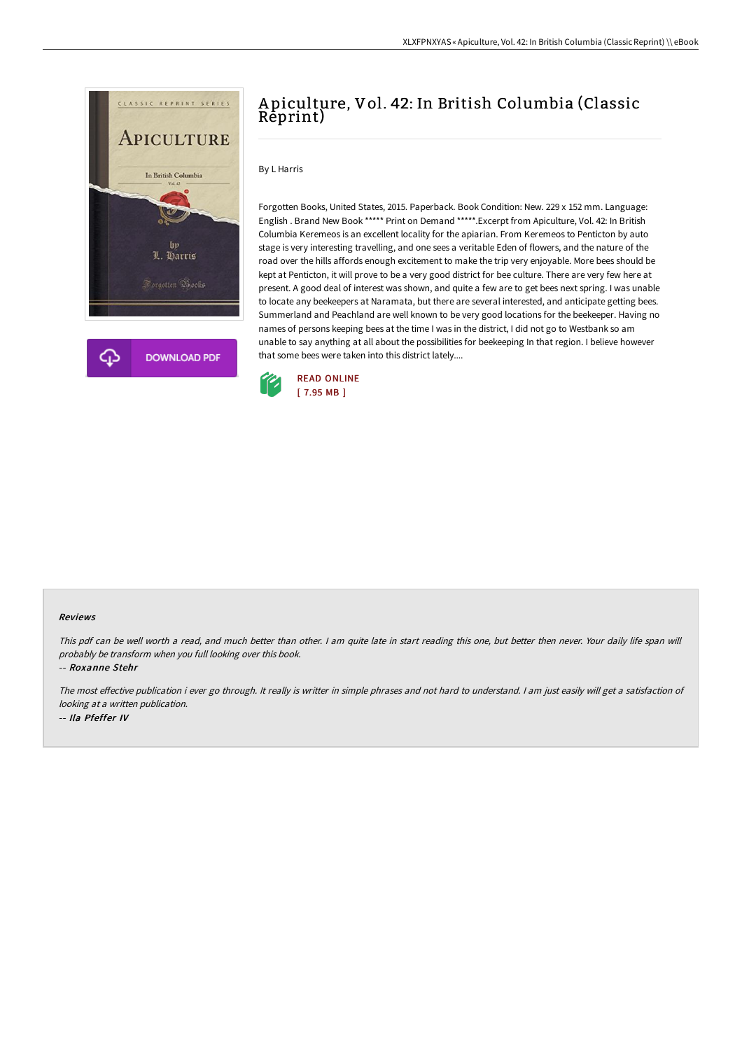# Apiculture, Vol. 42: In British Columbia (Classic Reprint)

By L Harris

Forgotten Books, United States, 2015. Paperback. Book Condition: New. 229 x 152 mm. Language: English . Brand New Book ***** Print on Demand *****.Excerpt from Apiculture, Vol. 42: In British Columbia Keremeos is an excellent locality for the apiarian. From Keremeos to Penticton by auto stage is very interesting travelling, and one sees a veritable Eden of flowers, and the nature of the road over the hills affords enough excitement to make the trip very enjoyable. More bees should be kept at Penticton, it will prove to be a very good district for bee culture. There are very few here at present. A good deal of interest was shown, and quite a few are to get bees next spring. I was unable to locate any beekeepers at Naramata, but there are several interested, and anticipate getting bees. Summerland and Peachland are well known to be very good locations for the beekeeper. Having no names of persons keeping bees at the time I was in the district, I did not go to Westbank so am unable to say anything at all about the possibilities for beekeeping In that region. I believe however that some bees were taken into this district lately....

READ ONLINE
[ 7.95 MB ]

### Reviews

*This pdf can be well worth a read, and much better than other. I am quite late in start reading this one, but better then never. Your daily life span will probably be transform when you full looking over this book.*

-- *Roxanne Stehr*

*The most effective publication i ever go through. It really is writter in simple phrases and not hard to understand. I am just easily will get a satisfaction of looking at a written publication.*

-- *Ila Pfeffer IV*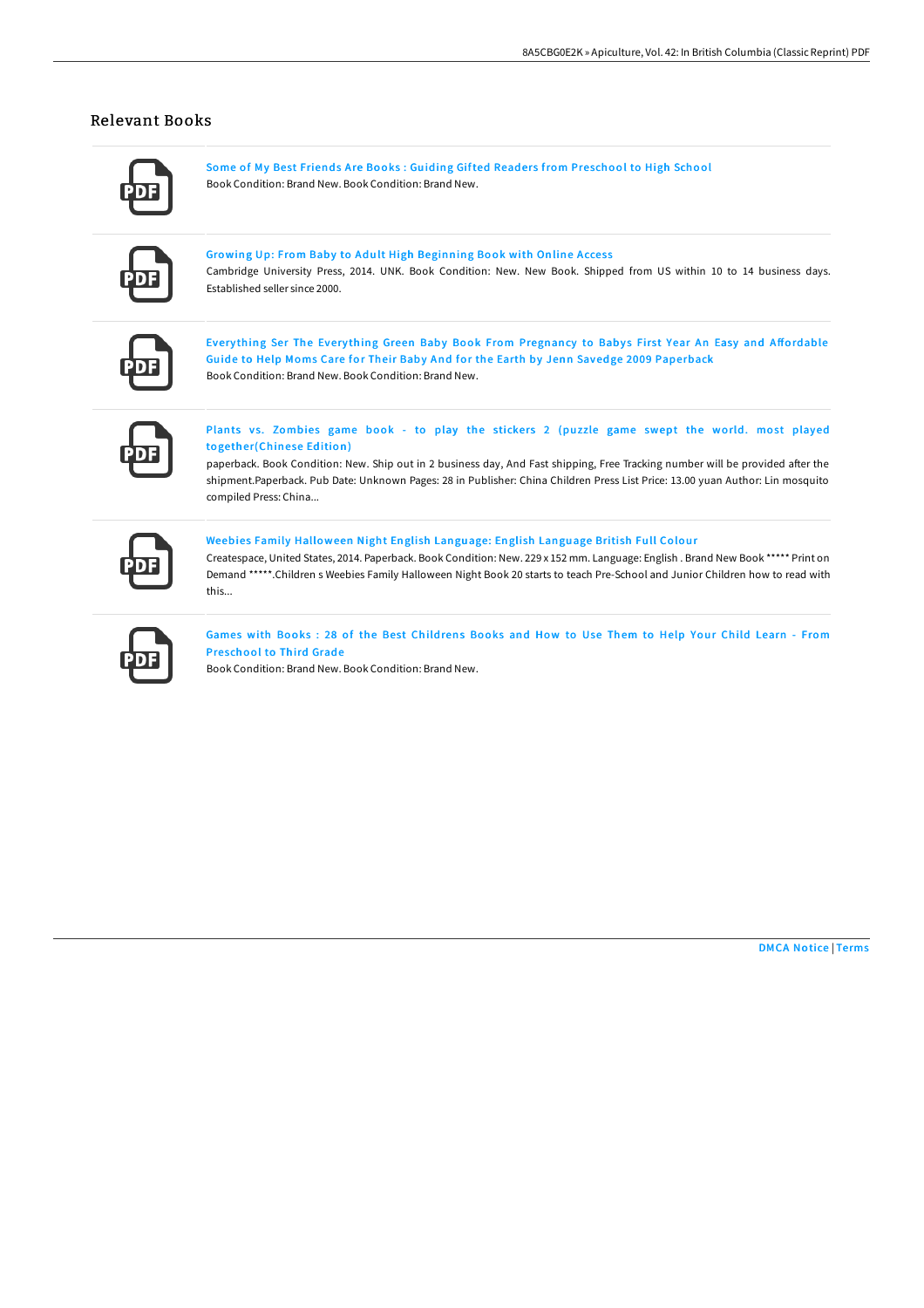## Relevant Books

**Some of My Best Friends Are Books : Guiding Gifted Readers from Preschool to High School**
Book Condition: Brand New. Book Condition: Brand New.

**Growing Up: From Baby to Adult High Beginning Book with Online Access**
Cambridge University Press, 2014. UNK. Book Condition: New. New Book. Shipped from US within 10 to 14 business days. Established seller since 2000.

**Everything Ser The Everything Green Baby Book From Pregnancy to Babys First Year An Easy and Affordable Guide to Help Moms Care for Their Baby And for the Earth by Jenn Savedge 2009 Paperback**
Book Condition: Brand New. Book Condition: Brand New.

**Plants vs. Zombies game book - to play the stickers 2 (puzzle game swept the world. most played together(Chinese Edition)**
paperback. Book Condition: New. Ship out in 2 business day, And Fast shipping, Free Tracking number will be provided after the shipment.Paperback. Pub Date: Unknown Pages: 28 in Publisher: China Children Press List Price: 13.00 yuan Author: Lin mosquito compiled Press: China...

**Weebies Family Halloween Night English Language: English Language British Full Colour**
Createspace, United States, 2014. Paperback. Book Condition: New. 229 x 152 mm. Language: English . Brand New Book ***** Print on Demand *****.Children s Weebies Family Halloween Night Book 20 starts to teach Pre-School and Junior Children how to read with this...

**Games with Books : 28 of the Best Childrens Books and How to Use Them to Help Your Child Learn - From Preschool to Third Grade**
Book Condition: Brand New. Book Condition: Brand New.

DMCA Notice | Terms